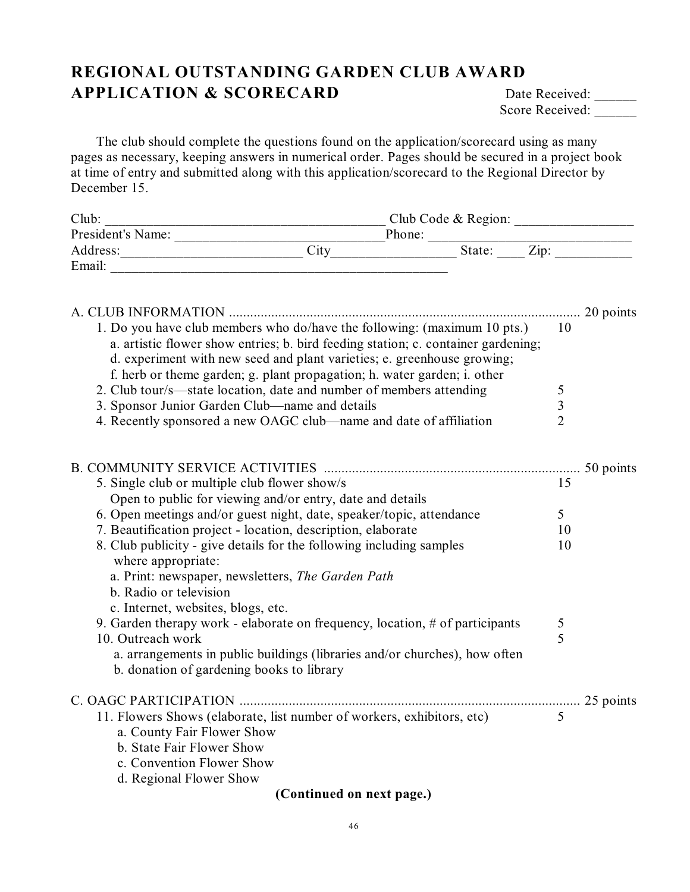# REGIONAL OUTSTANDING GARDEN CLUB AWARD APPLICATION & SCORECARD

Date Received: ______
Score Received: ______

The club should complete the questions found on the application/scorecard using as many pages as necessary, keeping answers in numerical order. Pages should be secured in a project book at time of entry and submitted along with this application/scorecard to the Regional Director by December 15.

Club: ________________________________________ Club Code & Region: _________________
President's Name: ______________________________ Phone: ______________________________
Address: __________________________ City _________________ State: ____ Zip: ___________
Email: __________________________________________________

## A. CLUB INFORMATION .......... 20 points

| Item | Points |
|---|---|
| 1. Do you have club members who do/have the following: (maximum 10 pts.)<br>a. artistic flower show entries; b. bird feeding station; c. container gardening; d. experiment with new seed and plant varieties; e. greenhouse growing; f. herb or theme garden; g. plant propagation; h. water garden; i. other | 10 |
| 2. Club tour/s—state location, date and number of members attending | 5 |
| 3. Sponsor Junior Garden Club—name and details | 3 |
| 4. Recently sponsored a new OAGC club—name and date of affiliation | 2 |

## B. COMMUNITY SERVICE ACTIVITIES .......... 50 points

| Item | Points |
|---|---|
| 5. Single club or multiple club flower show/s<br>Open to public for viewing and/or entry, date and details | 15 |
| 6. Open meetings and/or guest night, date, speaker/topic, attendance | 5 |
| 7. Beautification project - location, description, elaborate | 10 |
| 8. Club publicity - give details for the following including samples where appropriate:<br>a. Print: newspaper, newsletters, *The Garden Path*<br>b. Radio or television<br>c. Internet, websites, blogs, etc. | 10 |
| 9. Garden therapy work - elaborate on frequency, location, # of participants | 5 |
| 10. Outreach work<br>a. arrangements in public buildings (libraries and/or churches), how often<br>b. donation of gardening books to library | 5 |

## C. OAGC PARTICIPATION .......... 25 points

| Item | Points |
|---|---|
| 11. Flowers Shows (elaborate, list number of workers, exhibitors, etc)<br>a. County Fair Flower Show<br>b. State Fair Flower Show<br>c. Convention Flower Show<br>d. Regional Flower Show | 5 |

**(Continued on next page.)**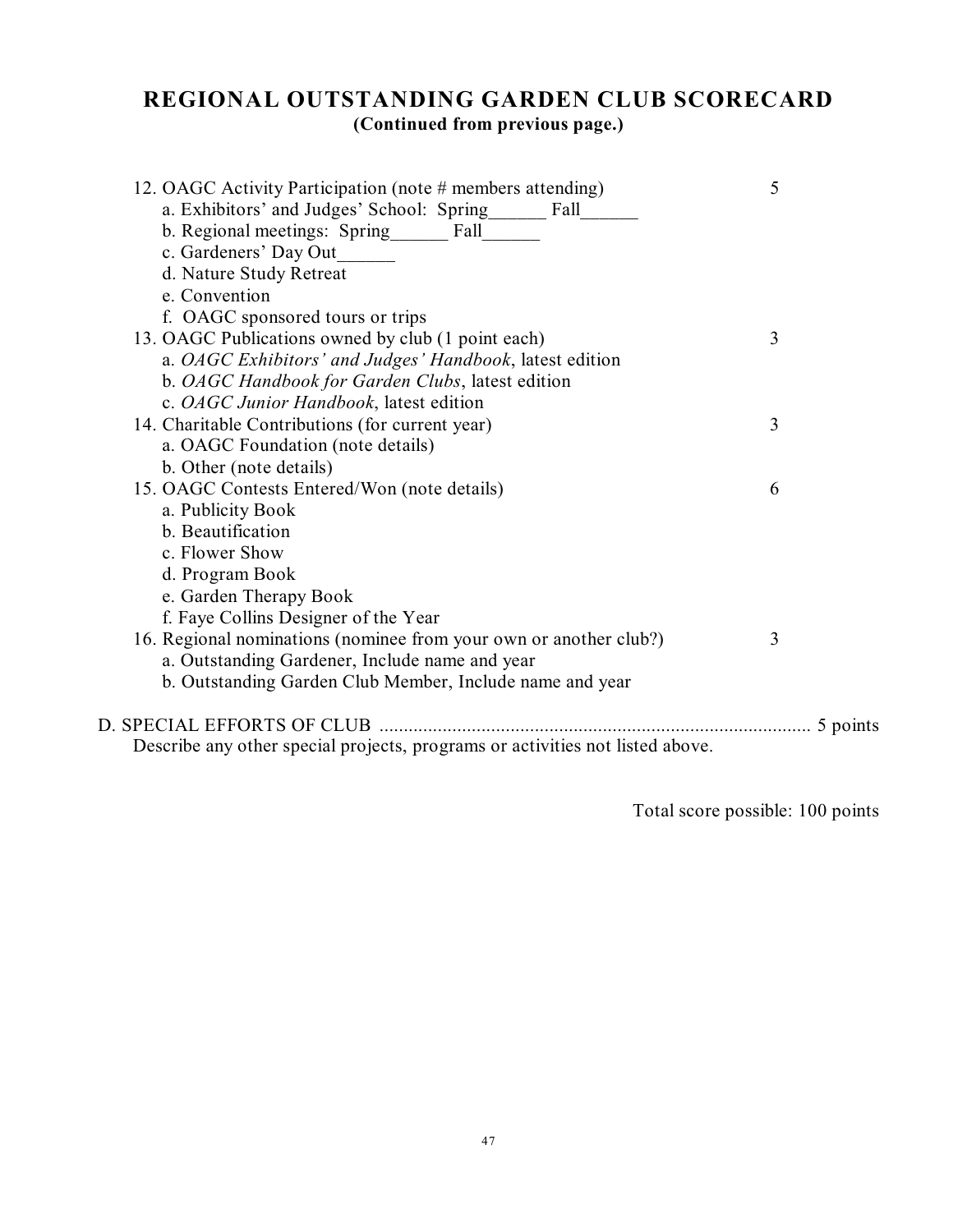# REGIONAL OUTSTANDING GARDEN CLUB SCORECARD

**(Continued from previous page.)**

12. OAGC Activity Participation (note # members attending) 5
    a. Exhibitors' and Judges' School: Spring______ Fall______
    b. Regional meetings: Spring______ Fall______
    c. Gardeners' Day Out______
    d. Nature Study Retreat
    e. Convention
    f. OAGC sponsored tours or trips
13. OAGC Publications owned by club (1 point each) 3
    a. *OAGC Exhibitors' and Judges' Handbook*, latest edition
    b. *OAGC Handbook for Garden Clubs*, latest edition
    c. *OAGC Junior Handbook*, latest edition
14. Charitable Contributions (for current year) 3
    a. OAGC Foundation (note details)
    b. Other (note details)
15. OAGC Contests Entered/Won (note details) 6
    a. Publicity Book
    b. Beautification
    c. Flower Show
    d. Program Book
    e. Garden Therapy Book
    f. Faye Collins Designer of the Year
16. Regional nominations (nominee from your own or another club?) 3
    a. Outstanding Gardener, Include name and year
    b. Outstanding Garden Club Member, Include name and year

D. SPECIAL EFFORTS OF CLUB ........................................................................................ 5 points

Describe any other special projects, programs or activities not listed above.

Total score possible: 100 points